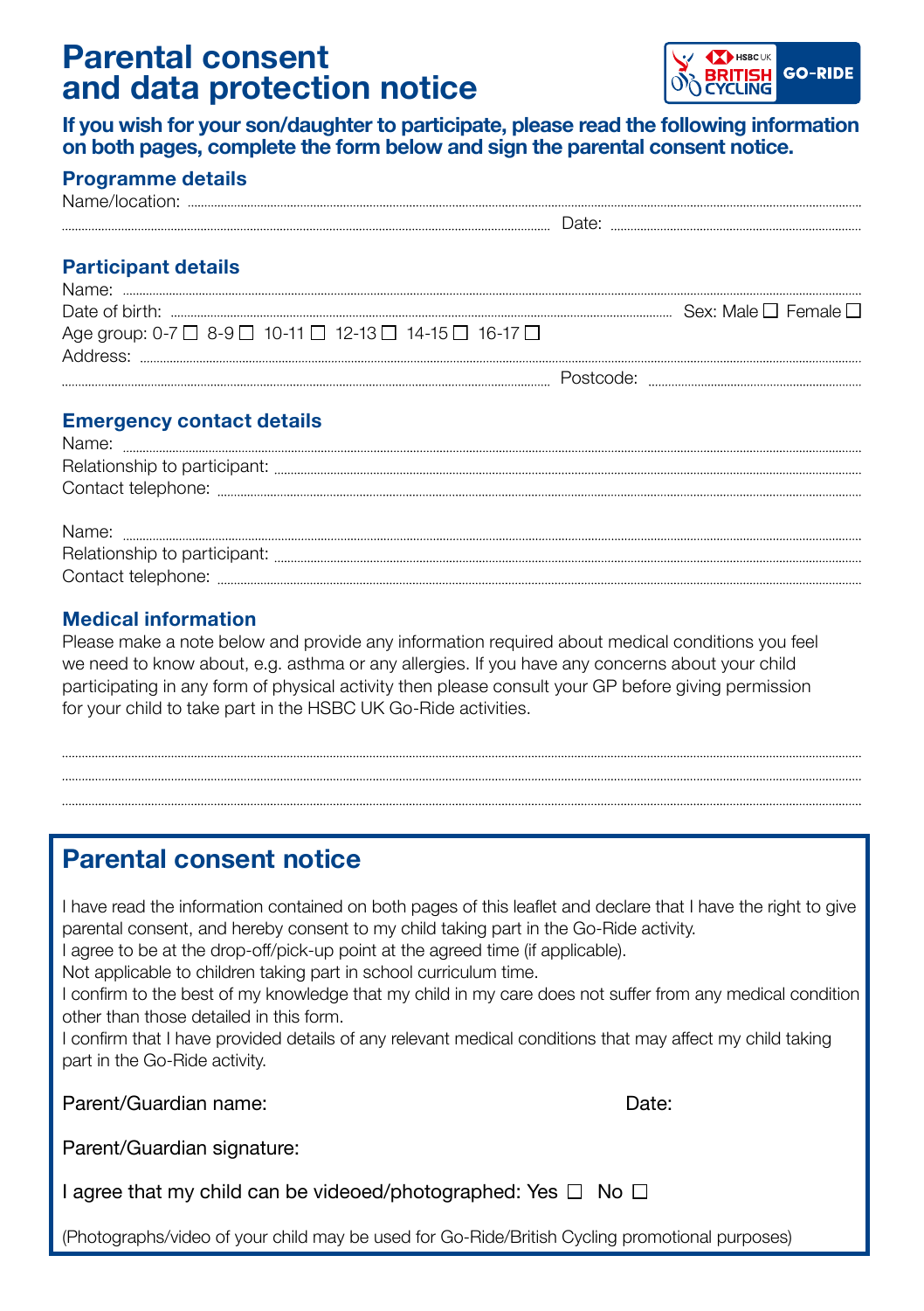# Parental consent and data protection notice

HSBC UK BRITISH CYCLING GO-RIDE

**If you wish for your son/daughter to participate, please read the following information on both pages, complete the form below and sign the parental consent notice.**

## Programme details

Name/location: ........................................................................................................

........................................................................................................ Date: ........................................

## Participant details

Name: ........................................................................................................

Date of birth: ........................................................................................................ Sex: Male ☐ Female ☐

Age group: 0-7 ☐ 8-9 ☐ 10-11 ☐ 12-13 ☐ 14-15 ☐ 16-17 ☐

Address: ........................................................................................................

........................................................................................................ Postcode: ........................................

## Emergency contact details

Name: ........................................................................................................

Relationship to participant: ........................................................................................................

Contact telephone: ........................................................................................................

Name: ........................................................................................................

Relationship to participant: ........................................................................................................

Contact telephone: ........................................................................................................

## Medical information

Please make a note below and provide any information required about medical conditions you feel we need to know about, e.g. asthma or any allergies. If you have any concerns about your child participating in any form of physical activity then please consult your GP before giving permission for your child to take part in the HSBC UK Go-Ride activities.

........................................................................................................

........................................................................................................

........................................................................................................

## Parental consent notice

I have read the information contained on both pages of this leaflet and declare that I have the right to give parental consent, and hereby consent to my child taking part in the Go-Ride activity.
I agree to be at the drop-off/pick-up point at the agreed time (if applicable).
Not applicable to children taking part in school curriculum time.
I confirm to the best of my knowledge that my child in my care does not suffer from any medical condition other than those detailed in this form.
I confirm that I have provided details of any relevant medical conditions that may affect my child taking part in the Go-Ride activity.

Parent/Guardian name: Date:

Parent/Guardian signature:

I agree that my child can be videoed/photographed: Yes ☐ No ☐

(Photographs/video of your child may be used for Go-Ride/British Cycling promotional purposes)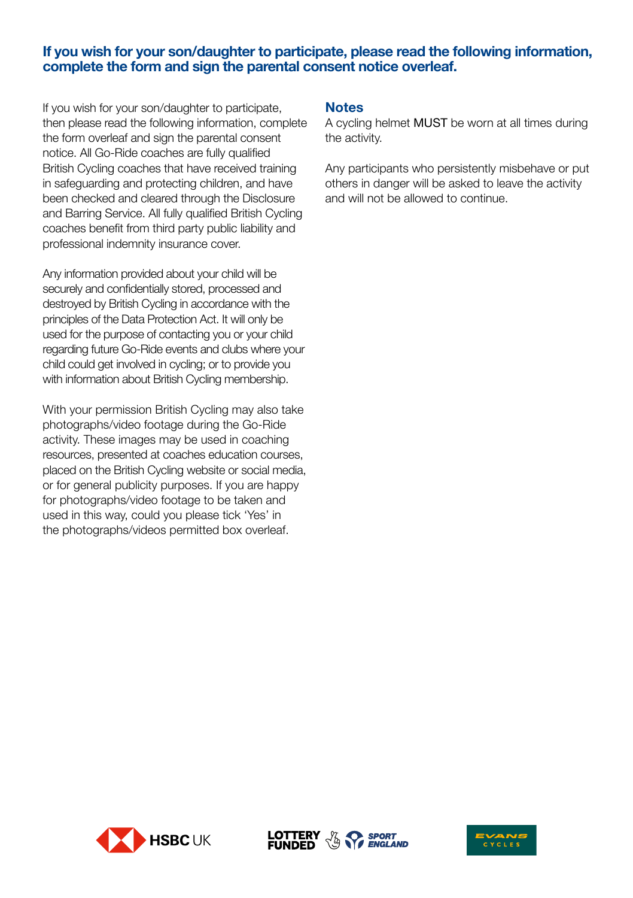**If you wish for your son/daughter to participate, please read the following information, complete the form and sign the parental consent notice overleaf.**

If you wish for your son/daughter to participate, then please read the following information, complete the form overleaf and sign the parental consent notice. All Go-Ride coaches are fully qualified British Cycling coaches that have received training in safeguarding and protecting children, and have been checked and cleared through the Disclosure and Barring Service. All fully qualified British Cycling coaches benefit from third party public liability and professional indemnity insurance cover.

Any information provided about your child will be securely and confidentially stored, processed and destroyed by British Cycling in accordance with the principles of the Data Protection Act. It will only be used for the purpose of contacting you or your child regarding future Go-Ride events and clubs where your child could get involved in cycling; or to provide you with information about British Cycling membership.

With your permission British Cycling may also take photographs/video footage during the Go-Ride activity. These images may be used in coaching resources, presented at coaches education courses, placed on the British Cycling website or social media, or for general publicity purposes. If you are happy for photographs/video footage to be taken and used in this way, could you please tick 'Yes' in the photographs/videos permitted box overleaf.

## Notes

A cycling helmet MUST be worn at all times during the activity.

Any participants who persistently misbehave or put others in danger will be asked to leave the activity and will not be allowed to continue.

HSBC UK

LOTTERY FUNDED SPORT ENGLAND

EVANS CYCLES